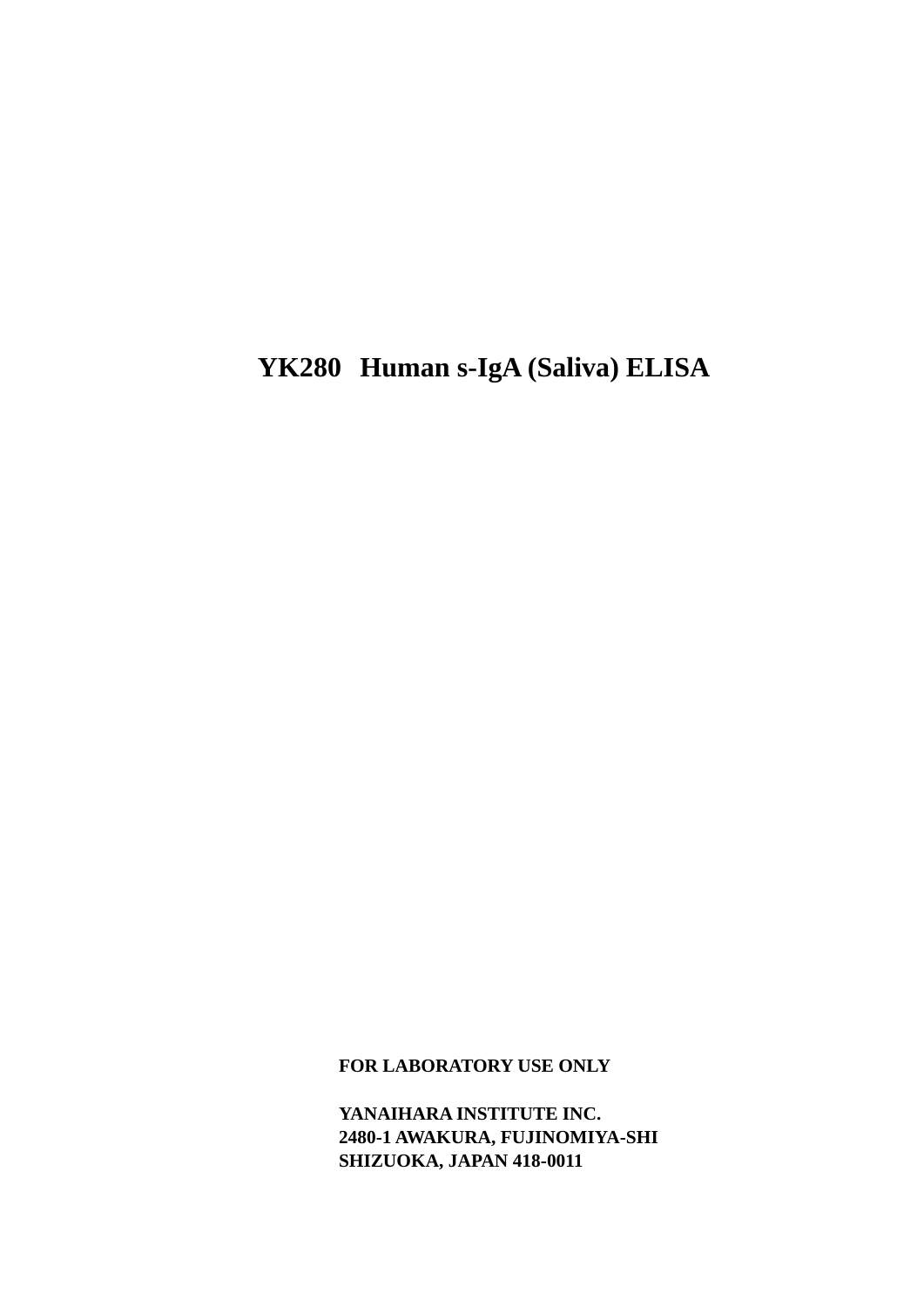# YK280 Human s-IgA (Saliva) ELISA

**FOR LABORATORY USE ONLY**

**YANAIHARA INSTITUTE INC.**
**2480-1 AWAKURA, FUJINOMIYA-SHI**
**SHIZUOKA, JAPAN 418-0011**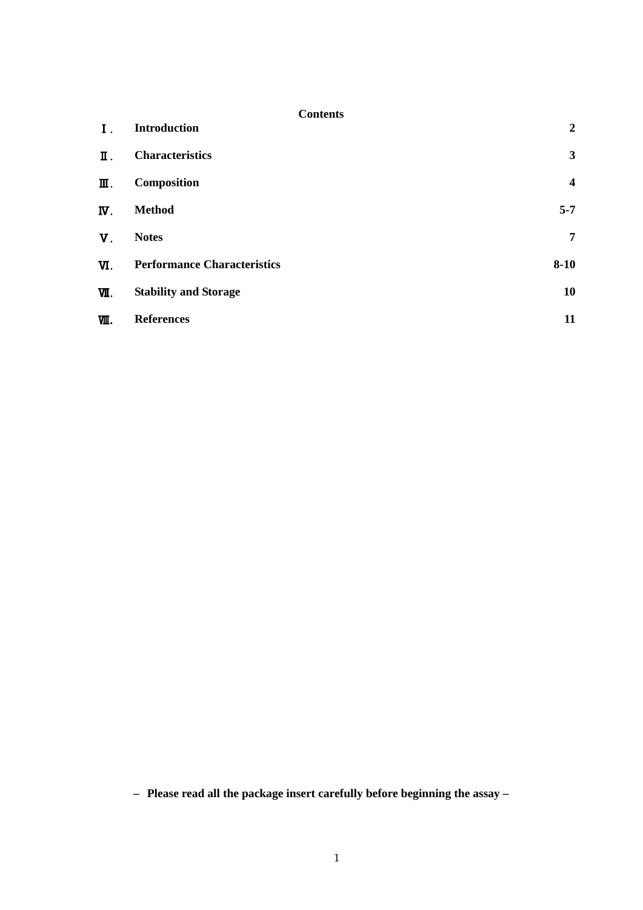## Contents

| | | |
|---|---|---|
| Ⅰ. | **Introduction** | **2** |
| Ⅱ. | **Characteristics** | **3** |
| Ⅲ. | **Composition** | **4** |
| Ⅳ. | **Method** | **5-7** |
| Ⅴ. | **Notes** | **7** |
| Ⅵ. | **Performance Characteristics** | **8-10** |
| Ⅶ. | **Stability and Storage** | **10** |
| Ⅷ. | **References** | **11** |

**– Please read all the package insert carefully before beginning the assay –**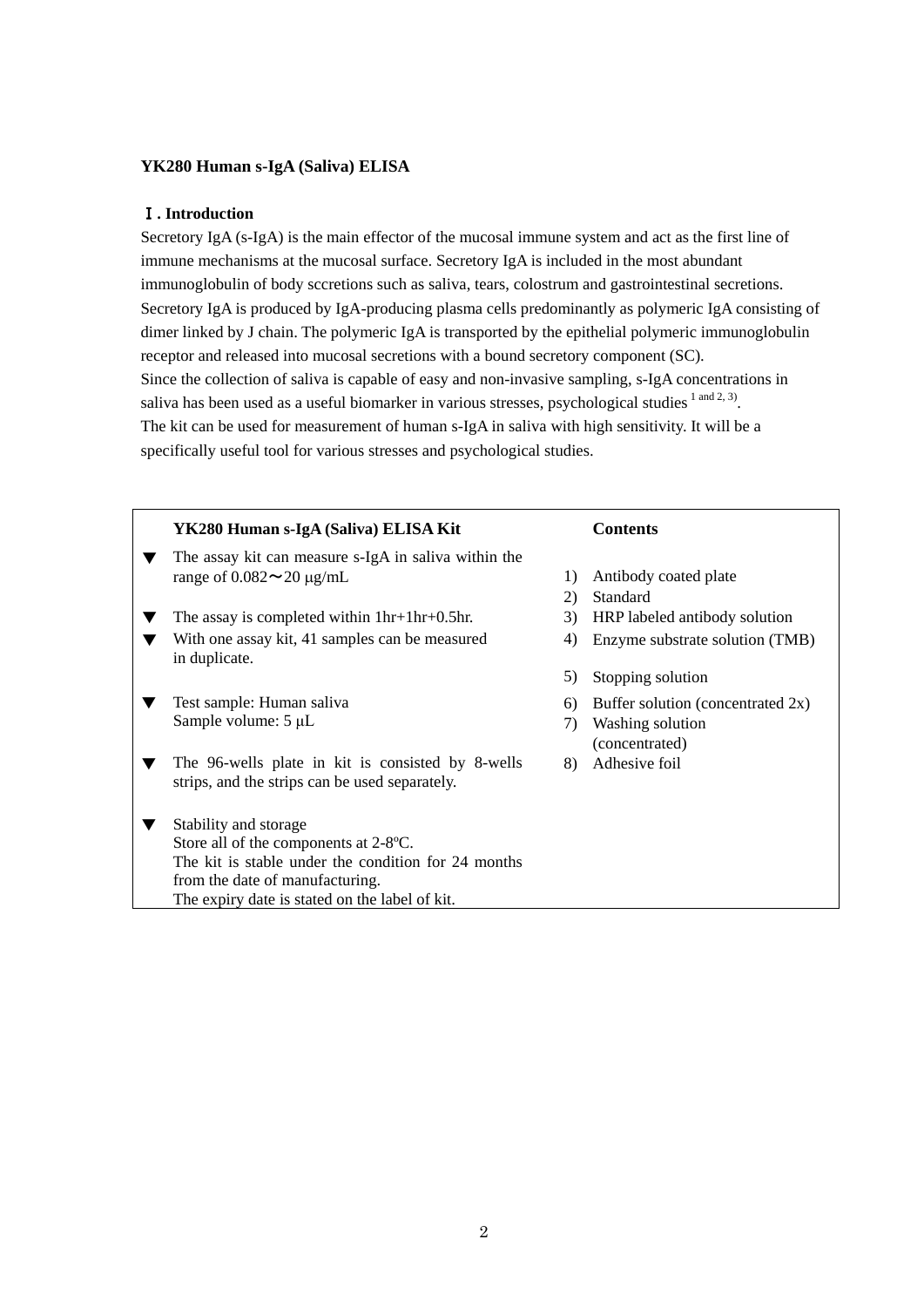**YK280 Human s-IgA (Saliva) ELISA**

## Ⅰ. Introduction

Secretory IgA (s-IgA) is the main effector of the mucosal immune system and act as the first line of immune mechanisms at the mucosal surface. Secretory IgA is included in the most abundant immunoglobulin of body sccretions such as saliva, tears, colostrum and gastrointestinal secretions. Secretory IgA is produced by IgA-producing plasma cells predominantly as polymeric IgA consisting of dimer linked by J chain. The polymeric IgA is transported by the epithelial polymeric immunoglobulin receptor and released into mucosal secretions with a bound secretory component (SC).
Since the collection of saliva is capable of easy and non-invasive sampling, s-IgA concentrations in saliva has been used as a useful biomarker in various stresses, psychological studies [1 and 2, 3].
The kit can be used for measurement of human s-IgA in saliva with high sensitivity. It will be a specifically useful tool for various stresses and psychological studies.

**YK280 Human s-IgA (Saliva) ELISA Kit**

- ▼ The assay kit can measure s-IgA in saliva within the range of 0.082～20 μg/mL
- ▼ The assay is completed within 1hr+1hr+0.5hr.
- ▼ With one assay kit, 41 samples can be measured in duplicate.
- ▼ Test sample: Human saliva
  Sample volume: 5 μL
- ▼ The 96-wells plate in kit is consisted by 8-wells strips, and the strips can be used separately.
- ▼ Stability and storage
  Store all of the components at 2-8ºC.
  The kit is stable under the condition for 24 months from the date of manufacturing.
  The expiry date is stated on the label of kit.

**Contents**

1) Antibody coated plate
2) Standard
3) HRP labeled antibody solution
4) Enzyme substrate solution (TMB)
5) Stopping solution
6) Buffer solution (concentrated 2x)
7) Washing solution (concentrated)
8) Adhesive foil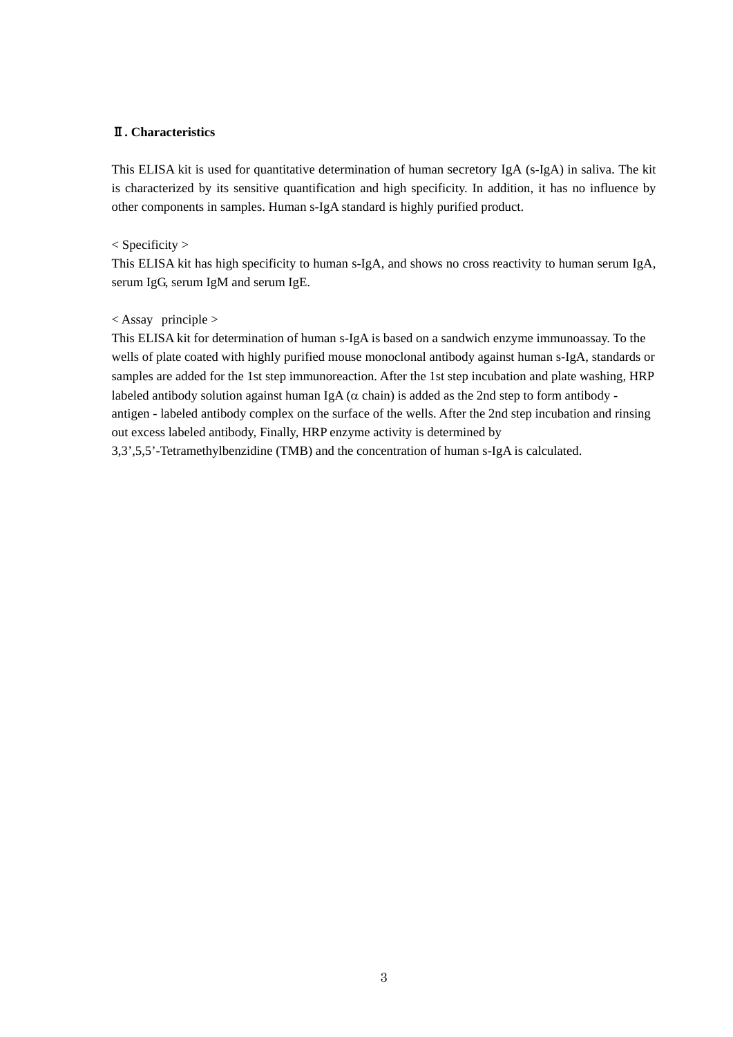## Ⅱ. Characteristics

This ELISA kit is used for quantitative determination of human secretory IgA (s-IgA) in saliva. The kit is characterized by its sensitive quantification and high specificity. In addition, it has no influence by other components in samples. Human s-IgA standard is highly purified product.

< Specificity >

This ELISA kit has high specificity to human s-IgA, and shows no cross reactivity to human serum IgA, serum IgG, serum IgM and serum IgE.

< Assay principle >

This ELISA kit for determination of human s-IgA is based on a sandwich enzyme immunoassay. To the wells of plate coated with highly purified mouse monoclonal antibody against human s-IgA, standards or samples are added for the 1st step immunoreaction. After the 1st step incubation and plate washing, HRP labeled antibody solution against human IgA ($\alpha$ chain) is added as the 2nd step to form antibody - antigen - labeled antibody complex on the surface of the wells. After the 2nd step incubation and rinsing out excess labeled antibody, Finally, HRP enzyme activity is determined by 3,3’,5,5’-Tetramethylbenzidine (TMB) and the concentration of human s-IgA is calculated.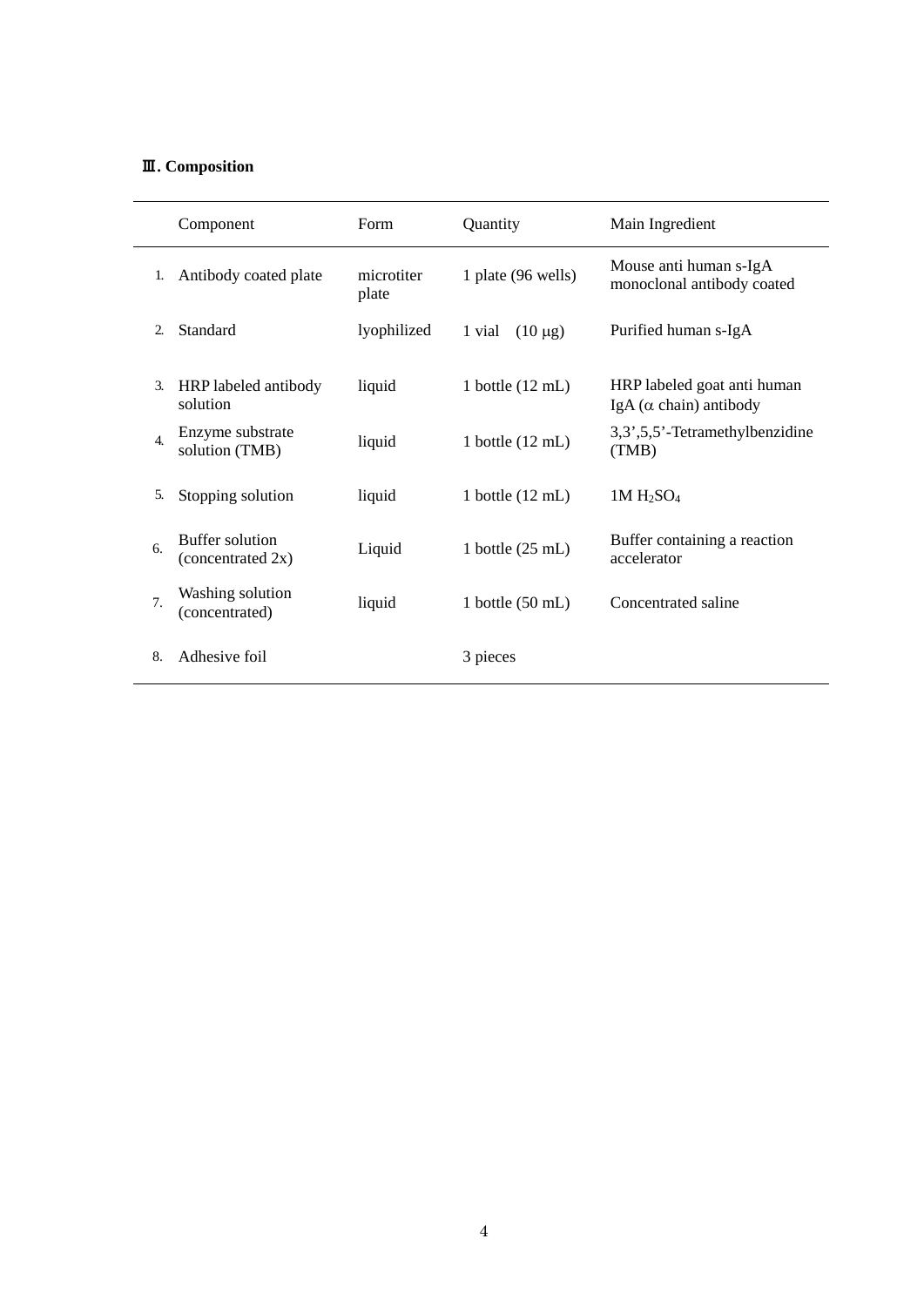## Ⅲ. Composition

| | Component | Form | Quantity | Main Ingredient |
|---|---|---|---|---|
| 1. | Antibody coated plate | microtiter plate | 1 plate (96 wells) | Mouse anti human s-IgA monoclonal antibody coated |
| 2. | Standard | lyophilized | 1 vial (10 μg) | Purified human s-IgA |
| 3. | HRP labeled antibody solution | liquid | 1 bottle (12 mL) | HRP labeled goat anti human IgA (α chain) antibody |
| 4. | Enzyme substrate solution (TMB) | liquid | 1 bottle (12 mL) | 3,3',5,5'-Tetramethylbenzidine (TMB) |
| 5. | Stopping solution | liquid | 1 bottle (12 mL) | 1M $H_2SO_4$ |
| 6. | Buffer solution (concentrated 2x) | Liquid | 1 bottle (25 mL) | Buffer containing a reaction accelerator |
| 7. | Washing solution (concentrated) | liquid | 1 bottle (50 mL) | Concentrated saline |
| 8. | Adhesive foil | | 3 pieces | |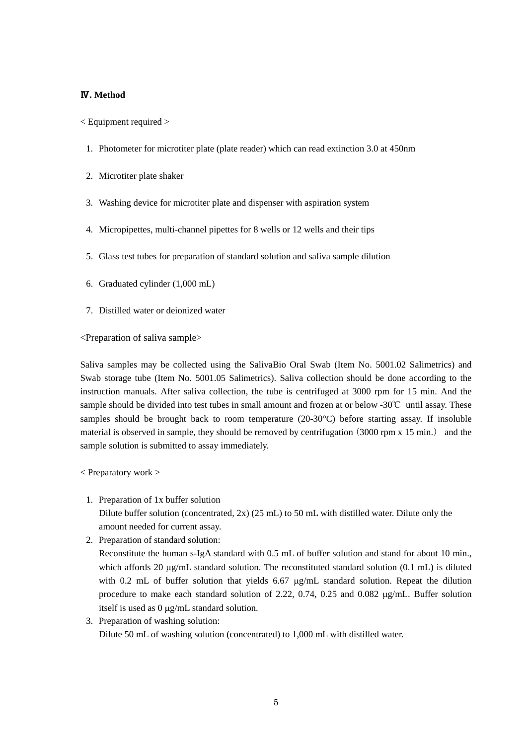## Ⅳ. Method

< Equipment required >

1. Photometer for microtiter plate (plate reader) which can read extinction 3.0 at 450nm
2. Microtiter plate shaker
3. Washing device for microtiter plate and dispenser with aspiration system
4. Micropipettes, multi-channel pipettes for 8 wells or 12 wells and their tips
5. Glass test tubes for preparation of standard solution and saliva sample dilution
6. Graduated cylinder (1,000 mL)
7. Distilled water or deionized water

<Preparation of saliva sample>

Saliva samples may be collected using the SalivaBio Oral Swab (Item No. 5001.02 Salimetrics) and Swab storage tube (Item No. 5001.05 Salimetrics). Saliva collection should be done according to the instruction manuals. After saliva collection, the tube is centrifuged at 3000 rpm for 15 min. And the sample should be divided into test tubes in small amount and frozen at or below -30℃ until assay. These samples should be brought back to room temperature (20-30°C) before starting assay. If insoluble material is observed in sample, they should be removed by centrifugation（3000 rpm x 15 min.） and the sample solution is submitted to assay immediately.

< Preparatory work >

1. Preparation of 1x buffer solution
   Dilute buffer solution (concentrated, 2x) (25 mL) to 50 mL with distilled water. Dilute only the amount needed for current assay.
2. Preparation of standard solution:
   Reconstitute the human s-IgA standard with 0.5 mL of buffer solution and stand for about 10 min., which affords 20 μg/mL standard solution. The reconstituted standard solution (0.1 mL) is diluted with 0.2 mL of buffer solution that yields 6.67 μg/mL standard solution. Repeat the dilution procedure to make each standard solution of 2.22, 0.74, 0.25 and 0.082 μg/mL. Buffer solution itself is used as 0 μg/mL standard solution.
3. Preparation of washing solution:
   Dilute 50 mL of washing solution (concentrated) to 1,000 mL with distilled water.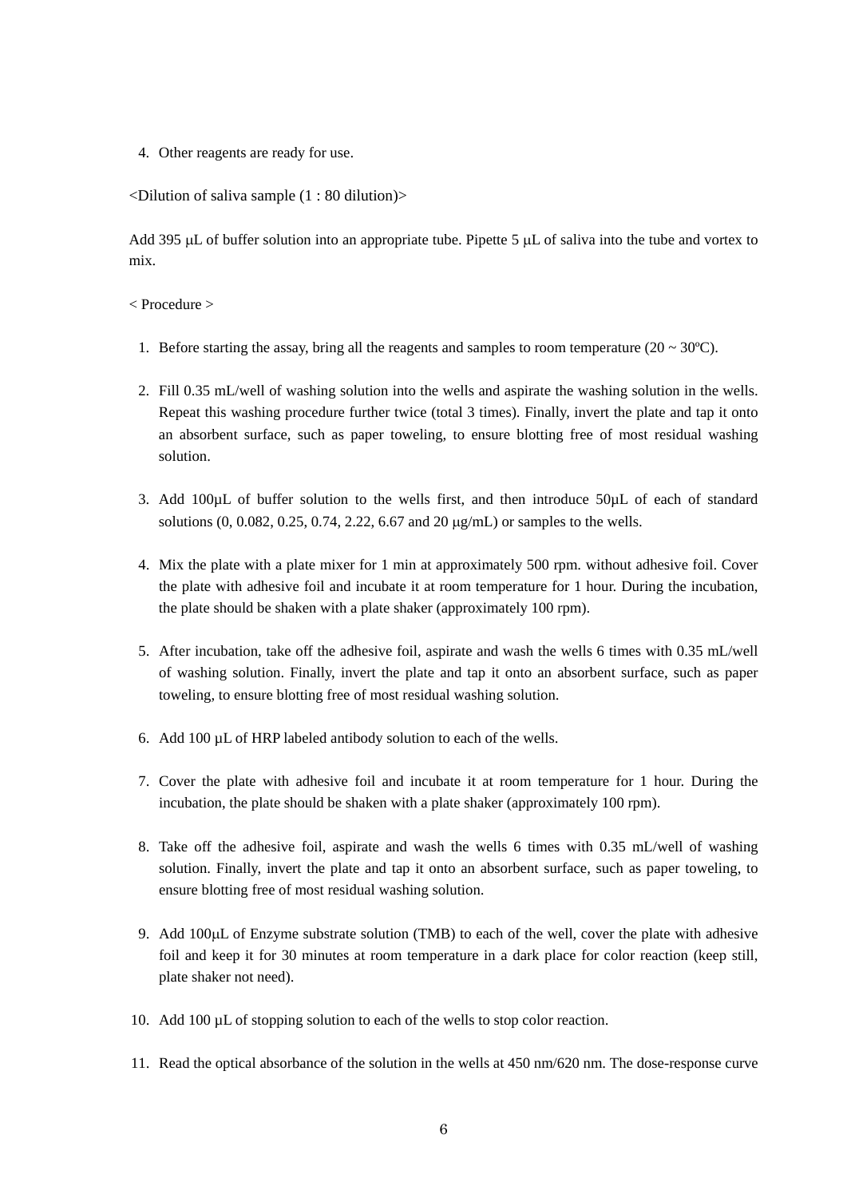4. Other reagents are ready for use.

<Dilution of saliva sample (1 : 80 dilution)>

Add 395 μL of buffer solution into an appropriate tube. Pipette 5 μL of saliva into the tube and vortex to mix.

< Procedure >

1. Before starting the assay, bring all the reagents and samples to room temperature (20 ~ 30ºC).

2. Fill 0.35 mL/well of washing solution into the wells and aspirate the washing solution in the wells. Repeat this washing procedure further twice (total 3 times). Finally, invert the plate and tap it onto an absorbent surface, such as paper toweling, to ensure blotting free of most residual washing solution.

3. Add 100µL of buffer solution to the wells first, and then introduce 50µL of each of standard solutions (0, 0.082, 0.25, 0.74, 2.22, 6.67 and 20 μg/mL) or samples to the wells.

4. Mix the plate with a plate mixer for 1 min at approximately 500 rpm. without adhesive foil. Cover the plate with adhesive foil and incubate it at room temperature for 1 hour. During the incubation, the plate should be shaken with a plate shaker (approximately 100 rpm).

5. After incubation, take off the adhesive foil, aspirate and wash the wells 6 times with 0.35 mL/well of washing solution. Finally, invert the plate and tap it onto an absorbent surface, such as paper toweling, to ensure blotting free of most residual washing solution.

6. Add 100 µL of HRP labeled antibody solution to each of the wells.

7. Cover the plate with adhesive foil and incubate it at room temperature for 1 hour. During the incubation, the plate should be shaken with a plate shaker (approximately 100 rpm).

8. Take off the adhesive foil, aspirate and wash the wells 6 times with 0.35 mL/well of washing solution. Finally, invert the plate and tap it onto an absorbent surface, such as paper toweling, to ensure blotting free of most residual washing solution.

9. Add 100μL of Enzyme substrate solution (TMB) to each of the well, cover the plate with adhesive foil and keep it for 30 minutes at room temperature in a dark place for color reaction (keep still, plate shaker not need).

10. Add 100 µL of stopping solution to each of the wells to stop color reaction.

11. Read the optical absorbance of the solution in the wells at 450 nm/620 nm. The dose-response curve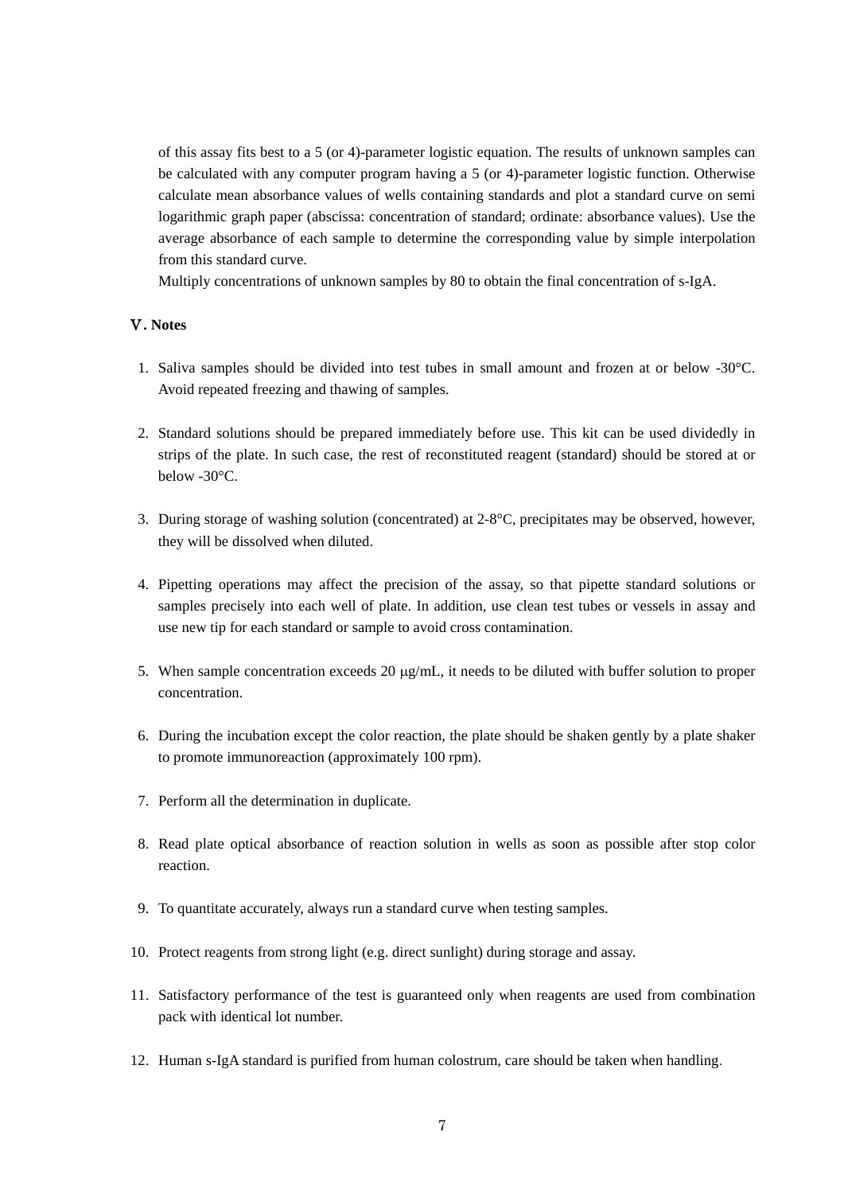of this assay fits best to a 5 (or 4)-parameter logistic equation. The results of unknown samples can be calculated with any computer program having a 5 (or 4)-parameter logistic function. Otherwise calculate mean absorbance values of wells containing standards and plot a standard curve on semi logarithmic graph paper (abscissa: concentration of standard; ordinate: absorbance values). Use the average absorbance of each sample to determine the corresponding value by simple interpolation from this standard curve.

Multiply concentrations of unknown samples by 80 to obtain the final concentration of s-IgA.

## Ⅴ. Notes

1. Saliva samples should be divided into test tubes in small amount and frozen at or below -30°C. Avoid repeated freezing and thawing of samples.

2. Standard solutions should be prepared immediately before use. This kit can be used dividedly in strips of the plate. In such case, the rest of reconstituted reagent (standard) should be stored at or below -30°C.

3. During storage of washing solution (concentrated) at 2-8°C, precipitates may be observed, however, they will be dissolved when diluted.

4. Pipetting operations may affect the precision of the assay, so that pipette standard solutions or samples precisely into each well of plate. In addition, use clean test tubes or vessels in assay and use new tip for each standard or sample to avoid cross contamination.

5. When sample concentration exceeds 20 μg/mL, it needs to be diluted with buffer solution to proper concentration.

6. During the incubation except the color reaction, the plate should be shaken gently by a plate shaker to promote immunoreaction (approximately 100 rpm).

7. Perform all the determination in duplicate.

8. Read plate optical absorbance of reaction solution in wells as soon as possible after stop color reaction.

9. To quantitate accurately, always run a standard curve when testing samples.

10. Protect reagents from strong light (e.g. direct sunlight) during storage and assay.

11. Satisfactory performance of the test is guaranteed only when reagents are used from combination pack with identical lot number.

12. Human s-IgA standard is purified from human colostrum, care should be taken when handling.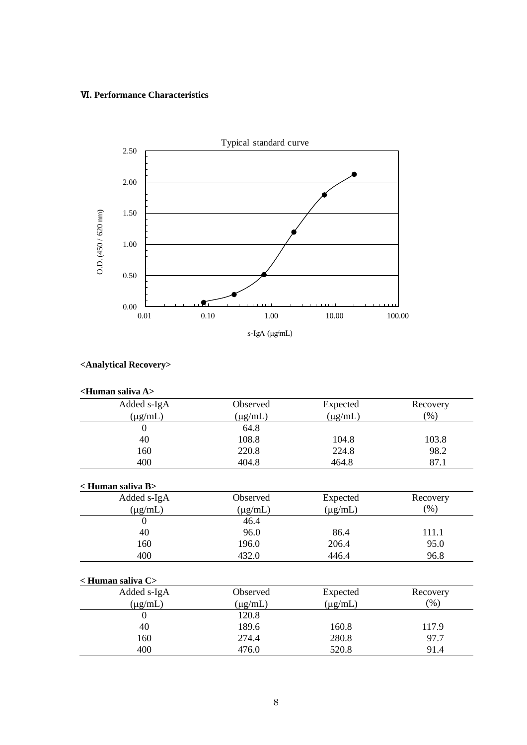## Ⅵ. Performance Characteristics

Typical standard curve

O.D. (450 / 620 nm)

s-IgA (μg/mL)

### <Analytical Recovery>

**<Human saliva A>**

| Added s-IgA (μg/mL) | Observed (μg/mL) | Expected (μg/mL) | Recovery (%) |
|---|---|---|---|
| 0 | 64.8 | | |
| 40 | 108.8 | 104.8 | 103.8 |
| 160 | 220.8 | 224.8 | 98.2 |
| 400 | 404.8 | 464.8 | 87.1 |

**< Human saliva B>**

| Added s-IgA (μg/mL) | Observed (μg/mL) | Expected (μg/mL) | Recovery (%) |
|---|---|---|---|
| 0 | 46.4 | | |
| 40 | 96.0 | 86.4 | 111.1 |
| 160 | 196.0 | 206.4 | 95.0 |
| 400 | 432.0 | 446.4 | 96.8 |

**< Human saliva C>**

| Added s-IgA (μg/mL) | Observed (μg/mL) | Expected (μg/mL) | Recovery (%) |
|---|---|---|---|
| 0 | 120.8 | | |
| 40 | 189.6 | 160.8 | 117.9 |
| 160 | 274.4 | 280.8 | 97.7 |
| 400 | 476.0 | 520.8 | 91.4 |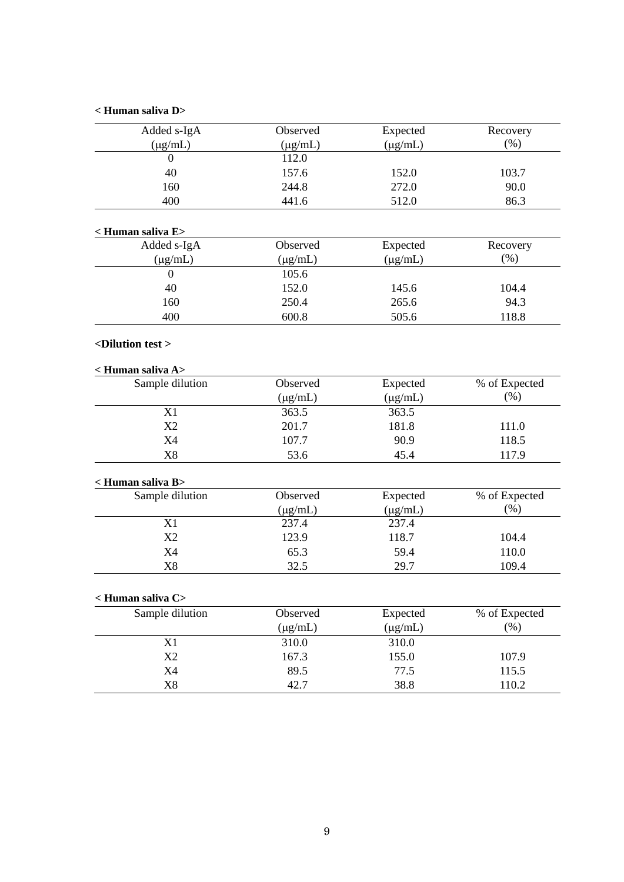**< Human saliva D>**

| Added s-IgA (μg/mL) | Observed (μg/mL) | Expected (μg/mL) | Recovery (%) |
|---|---|---|---|
| 0 | 112.0 | | |
| 40 | 157.6 | 152.0 | 103.7 |
| 160 | 244.8 | 272.0 | 90.0 |
| 400 | 441.6 | 512.0 | 86.3 |

**< Human saliva E>**

| Added s-IgA (μg/mL) | Observed (μg/mL) | Expected (μg/mL) | Recovery (%) |
|---|---|---|---|
| 0 | 105.6 | | |
| 40 | 152.0 | 145.6 | 104.4 |
| 160 | 250.4 | 265.6 | 94.3 |
| 400 | 600.8 | 505.6 | 118.8 |

**<Dilution test >**

**< Human saliva A>**

| Sample dilution | Observed (μg/mL) | Expected (μg/mL) | % of Expected (%) |
|---|---|---|---|
| X1 | 363.5 | 363.5 | |
| X2 | 201.7 | 181.8 | 111.0 |
| X4 | 107.7 | 90.9 | 118.5 |
| X8 | 53.6 | 45.4 | 117.9 |

**< Human saliva B>**

| Sample dilution | Observed (μg/mL) | Expected (μg/mL) | % of Expected (%) |
|---|---|---|---|
| X1 | 237.4 | 237.4 | |
| X2 | 123.9 | 118.7 | 104.4 |
| X4 | 65.3 | 59.4 | 110.0 |
| X8 | 32.5 | 29.7 | 109.4 |

**< Human saliva C>**

| Sample dilution | Observed (μg/mL) | Expected (μg/mL) | % of Expected (%) |
|---|---|---|---|
| X1 | 310.0 | 310.0 | |
| X2 | 167.3 | 155.0 | 107.9 |
| X4 | 89.5 | 77.5 | 115.5 |
| X8 | 42.7 | 38.8 | 110.2 |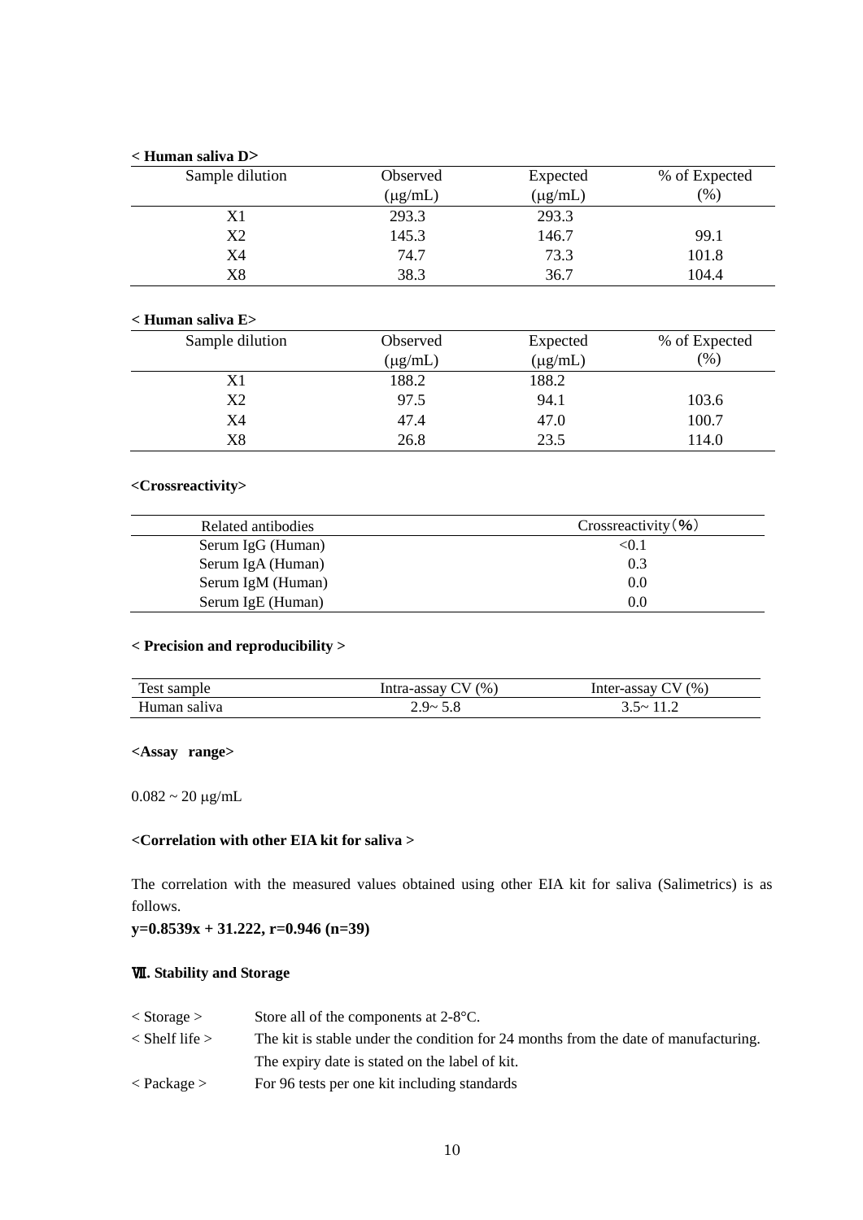**< Human saliva D>**

| Sample dilution | Observed (μg/mL) | Expected (μg/mL) | % of Expected (%) |
|---|---|---|---|
| X1 | 293.3 | 293.3 | |
| X2 | 145.3 | 146.7 | 99.1 |
| X4 | 74.7 | 73.3 | 101.8 |
| X8 | 38.3 | 36.7 | 104.4 |

**< Human saliva E>**

| Sample dilution | Observed (μg/mL) | Expected (μg/mL) | % of Expected (%) |
|---|---|---|---|
| X1 | 188.2 | 188.2 | |
| X2 | 97.5 | 94.1 | 103.6 |
| X4 | 47.4 | 47.0 | 100.7 |
| X8 | 26.8 | 23.5 | 114.0 |

**<Crossreactivity>**

| Related antibodies | Crossreactivity（%） |
|---|---|
| Serum IgG (Human) | <0.1 |
| Serum IgA (Human) | 0.3 |
| Serum IgM (Human) | 0.0 |
| Serum IgE (Human) | 0.0 |

**< Precision and reproducibility >**

| Test sample | Intra-assay CV (%) | Inter-assay CV (%) |
|---|---|---|
| Human saliva | 2.9~ 5.8 | 3.5~ 11.2 |

**<Assay range>**

0.082 ~ 20 μg/mL

**<Correlation with other EIA kit for saliva >**

The correlation with the measured values obtained using other EIA kit for saliva (Salimetrics) is as follows.

**y=0.8539x + 31.222, r=0.946 (n=39)**

## Ⅶ. Stability and Storage

< Storage > Store all of the components at 2-8°C.

< Shelf life > The kit is stable under the condition for 24 months from the date of manufacturing. The expiry date is stated on the label of kit.

< Package > For 96 tests per one kit including standards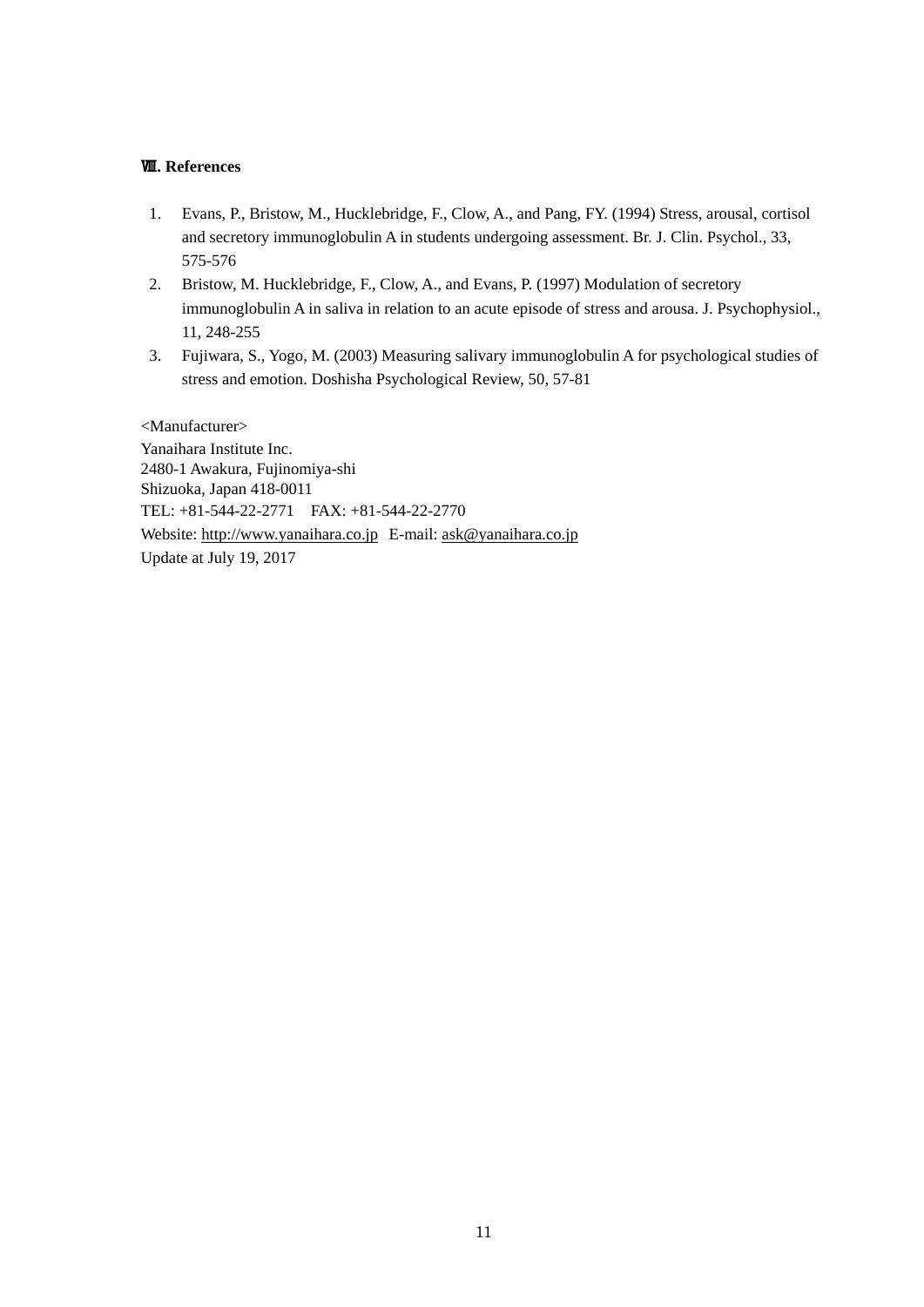## Ⅷ. References

1. Evans, P., Bristow, M., Hucklebridge, F., Clow, A., and Pang, FY. (1994) Stress, arousal, cortisol and secretory immunoglobulin A in students undergoing assessment. Br. J. Clin. Psychol., 33, 575-576
2. Bristow, M. Hucklebridge, F., Clow, A., and Evans, P. (1997) Modulation of secretory immunoglobulin A in saliva in relation to an acute episode of stress and arousa. J. Psychophysiol., 11, 248-255
3. Fujiwara, S., Yogo, M. (2003) Measuring salivary immunoglobulin A for psychological studies of stress and emotion. Doshisha Psychological Review, 50, 57-81

<Manufacturer>
Yanaihara Institute Inc.
2480-1 Awakura, Fujinomiya-shi
Shizuoka, Japan 418-0011
TEL: +81-544-22-2771 FAX: +81-544-22-2770
Website: http://www.yanaihara.co.jp E-mail: ask@yanaihara.co.jp
Update at July 19, 2017